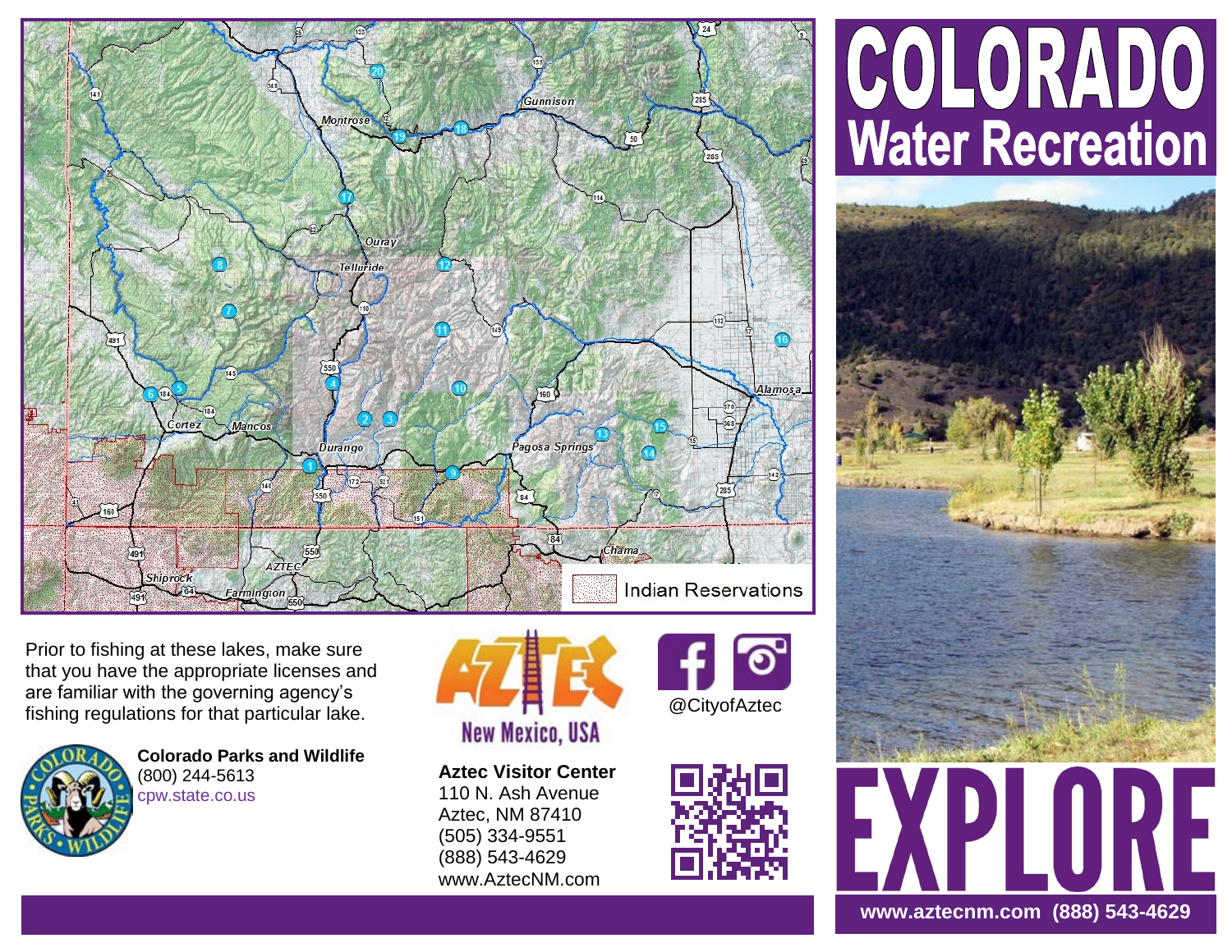# COLORADO

## Water Recreation

Indian Reservations

Prior to fishing at these lakes, make sure that you have the appropriate licenses and are familiar with the governing agency's fishing regulations for that particular lake.

**Colorado Parks and Wildlife**
(800) 244-5613
cpw.state.co.us

New Mexico, USA

**Aztec Visitor Center**
110 N. Ash Avenue
Aztec, NM 87410
(505) 334-9551
(888) 543-4629
www.AztecNM.com

@CityofAztec

# EXPLORE

**www.aztecnm.com (888) 543-4629**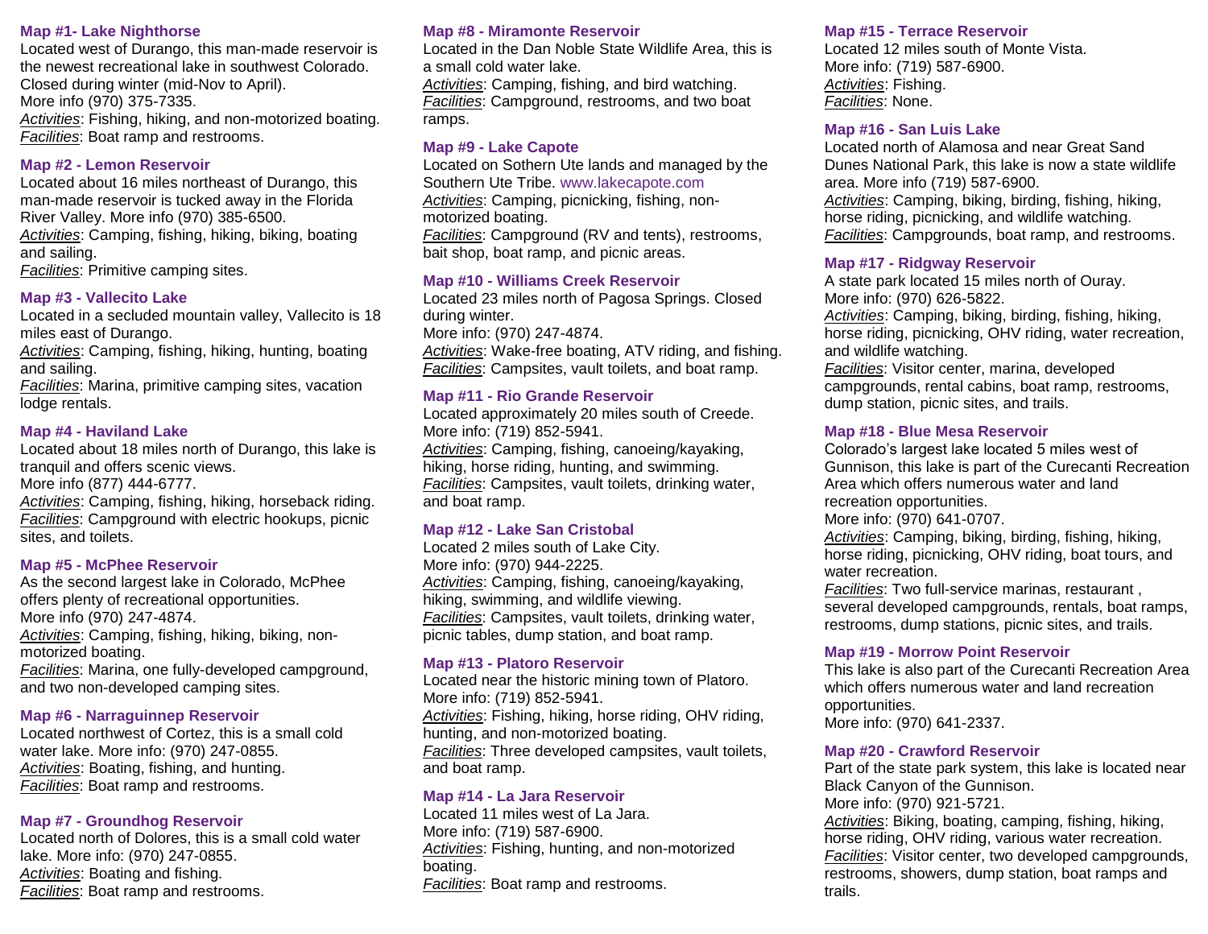### Map #1- Lake Nighthorse

Located west of Durango, this man-made reservoir is the newest recreational lake in southwest Colorado. Closed during winter (mid-Nov to April).
More info (970) 375-7335.
*Activities*: Fishing, hiking, and non-motorized boating.
*Facilities*: Boat ramp and restrooms.

### Map #2 - Lemon Reservoir

Located about 16 miles northeast of Durango, this man-made reservoir is tucked away in the Florida River Valley. More info (970) 385-6500.
*Activities*: Camping, fishing, hiking, biking, boating and sailing.
*Facilities*: Primitive camping sites.

### Map #3 - Vallecito Lake

Located in a secluded mountain valley, Vallecito is 18 miles east of Durango.
*Activities*: Camping, fishing, hiking, hunting, boating and sailing.
*Facilities*: Marina, primitive camping sites, vacation lodge rentals.

### Map #4 - Haviland Lake

Located about 18 miles north of Durango, this lake is tranquil and offers scenic views.
More info (877) 444-6777.
*Activities*: Camping, fishing, hiking, horseback riding.
*Facilities*: Campground with electric hookups, picnic sites, and toilets.

### Map #5 - McPhee Reservoir

As the second largest lake in Colorado, McPhee offers plenty of recreational opportunities.
More info (970) 247-4874.
*Activities*: Camping, fishing, hiking, biking, non-motorized boating.
*Facilities*: Marina, one fully-developed campground, and two non-developed camping sites.

### Map #6 - Narraguinnep Reservoir

Located northwest of Cortez, this is a small cold water lake. More info: (970) 247-0855.
*Activities*: Boating, fishing, and hunting.
*Facilities*: Boat ramp and restrooms.

### Map #7 - Groundhog Reservoir

Located north of Dolores, this is a small cold water lake. More info: (970) 247-0855.
*Activities*: Boating and fishing.
*Facilities*: Boat ramp and restrooms.

### Map #8 - Miramonte Reservoir

Located in the Dan Noble State Wildlife Area, this is a small cold water lake.
*Activities*: Camping, fishing, and bird watching.
*Facilities*: Campground, restrooms, and two boat ramps.

### Map #9 - Lake Capote

Located on Sothern Ute lands and managed by the Southern Ute Tribe. www.lakecapote.com
*Activities*: Camping, picnicking, fishing, non-motorized boating.
*Facilities*: Campground (RV and tents), restrooms, bait shop, boat ramp, and picnic areas.

### Map #10 - Williams Creek Reservoir

Located 23 miles north of Pagosa Springs. Closed during winter.
More info: (970) 247-4874.
*Activities*: Wake-free boating, ATV riding, and fishing.
*Facilities*: Campsites, vault toilets, and boat ramp.

### Map #11 - Rio Grande Reservoir

Located approximately 20 miles south of Creede.
More info: (719) 852-5941.
*Activities*: Camping, fishing, canoeing/kayaking, hiking, horse riding, hunting, and swimming.
*Facilities*: Campsites, vault toilets, drinking water, and boat ramp.

### Map #12 - Lake San Cristobal

Located 2 miles south of Lake City.
More info: (970) 944-2225.
*Activities*: Camping, fishing, canoeing/kayaking, hiking, swimming, and wildlife viewing.
*Facilities*: Campsites, vault toilets, drinking water, picnic tables, dump station, and boat ramp.

### Map #13 - Platoro Reservoir

Located near the historic mining town of Platoro.
More info: (719) 852-5941.
*Activities*: Fishing, hiking, horse riding, OHV riding, hunting, and non-motorized boating.
*Facilities*: Three developed campsites, vault toilets, and boat ramp.

### Map #14 - La Jara Reservoir

Located 11 miles west of La Jara.
More info: (719) 587-6900.
*Activities*: Fishing, hunting, and non-motorized boating.
*Facilities*: Boat ramp and restrooms.

### Map #15 - Terrace Reservoir

Located 12 miles south of Monte Vista.
More info: (719) 587-6900.
*Activities*: Fishing.
*Facilities*: None.

### Map #16 - San Luis Lake

Located north of Alamosa and near Great Sand Dunes National Park, this lake is now a state wildlife area. More info (719) 587-6900.
*Activities*: Camping, biking, birding, fishing, hiking, horse riding, picnicking, and wildlife watching.
*Facilities*: Campgrounds, boat ramp, and restrooms.

### Map #17 - Ridgway Reservoir

A state park located 15 miles north of Ouray.
More info: (970) 626-5822.
*Activities*: Camping, biking, birding, fishing, hiking, horse riding, picnicking, OHV riding, water recreation, and wildlife watching.
*Facilities*: Visitor center, marina, developed campgrounds, rental cabins, boat ramp, restrooms, dump station, picnic sites, and trails.

### Map #18 - Blue Mesa Reservoir

Colorado's largest lake located 5 miles west of Gunnison, this lake is part of the Curecanti Recreation Area which offers numerous water and land recreation opportunities.
More info: (970) 641-0707.
*Activities*: Camping, biking, birding, fishing, hiking, horse riding, picnicking, OHV riding, boat tours, and water recreation.
*Facilities*: Two full-service marinas, restaurant , several developed campgrounds, rentals, boat ramps, restrooms, dump stations, picnic sites, and trails.

### Map #19 - Morrow Point Reservoir

This lake is also part of the Curecanti Recreation Area which offers numerous water and land recreation opportunities.
More info: (970) 641-2337.

### Map #20 - Crawford Reservoir

Part of the state park system, this lake is located near Black Canyon of the Gunnison.
More info: (970) 921-5721.
*Activities*: Biking, boating, camping, fishing, hiking, horse riding, OHV riding, various water recreation.
*Facilities*: Visitor center, two developed campgrounds, restrooms, showers, dump station, boat ramps and trails.